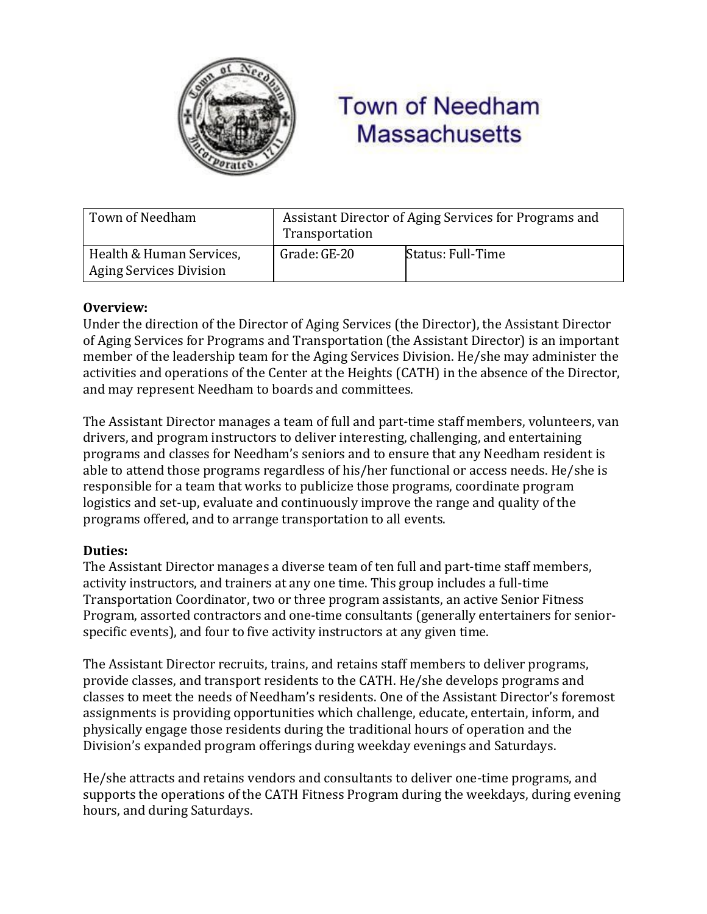# Town of Needham Massachusetts

| Town of Needham | Assistant Director of Aging Services for Programs and Transportation | |
|---|---|---|
| Health & Human Services, Aging Services Division | Grade: GE-20 | Status: Full-Time |

**Overview:**
Under the direction of the Director of Aging Services (the Director), the Assistant Director of Aging Services for Programs and Transportation (the Assistant Director) is an important member of the leadership team for the Aging Services Division. He/she may administer the activities and operations of the Center at the Heights (CATH) in the absence of the Director, and may represent Needham to boards and committees.

The Assistant Director manages a team of full and part-time staff members, volunteers, van drivers, and program instructors to deliver interesting, challenging, and entertaining programs and classes for Needham's seniors and to ensure that any Needham resident is able to attend those programs regardless of his/her functional or access needs. He/she is responsible for a team that works to publicize those programs, coordinate program logistics and set-up, evaluate and continuously improve the range and quality of the programs offered, and to arrange transportation to all events.

**Duties:**
The Assistant Director manages a diverse team of ten full and part-time staff members, activity instructors, and trainers at any one time. This group includes a full-time Transportation Coordinator, two or three program assistants, an active Senior Fitness Program, assorted contractors and one-time consultants (generally entertainers for senior-specific events), and four to five activity instructors at any given time.

The Assistant Director recruits, trains, and retains staff members to deliver programs, provide classes, and transport residents to the CATH. He/she develops programs and classes to meet the needs of Needham's residents. One of the Assistant Director's foremost assignments is providing opportunities which challenge, educate, entertain, inform, and physically engage those residents during the traditional hours of operation and the Division's expanded program offerings during weekday evenings and Saturdays.

He/she attracts and retains vendors and consultants to deliver one-time programs, and supports the operations of the CATH Fitness Program during the weekdays, during evening hours, and during Saturdays.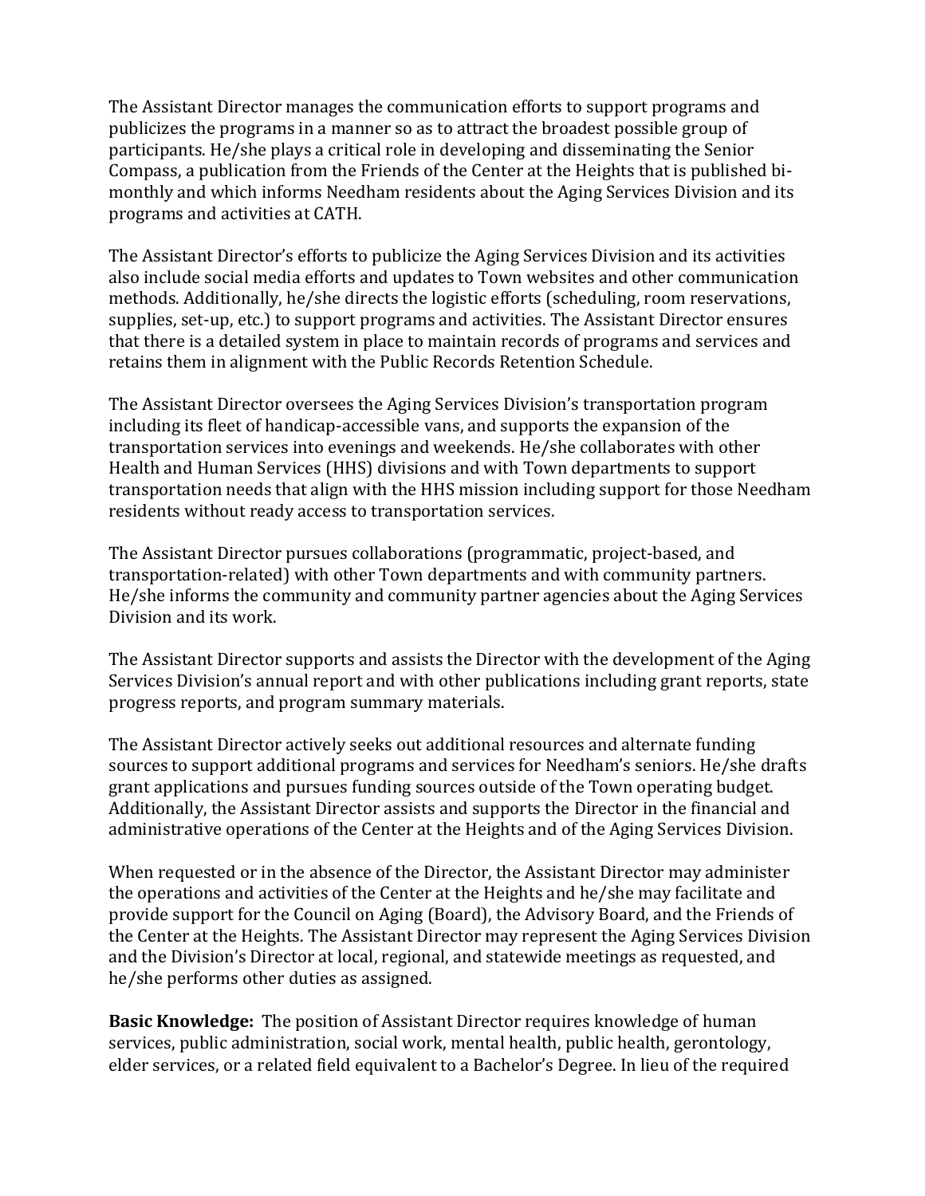The Assistant Director manages the communication efforts to support programs and publicizes the programs in a manner so as to attract the broadest possible group of participants. He/she plays a critical role in developing and disseminating the Senior Compass, a publication from the Friends of the Center at the Heights that is published bi-monthly and which informs Needham residents about the Aging Services Division and its programs and activities at CATH.

The Assistant Director's efforts to publicize the Aging Services Division and its activities also include social media efforts and updates to Town websites and other communication methods. Additionally, he/she directs the logistic efforts (scheduling, room reservations, supplies, set-up, etc.) to support programs and activities. The Assistant Director ensures that there is a detailed system in place to maintain records of programs and services and retains them in alignment with the Public Records Retention Schedule.

The Assistant Director oversees the Aging Services Division's transportation program including its fleet of handicap-accessible vans, and supports the expansion of the transportation services into evenings and weekends. He/she collaborates with other Health and Human Services (HHS) divisions and with Town departments to support transportation needs that align with the HHS mission including support for those Needham residents without ready access to transportation services.

The Assistant Director pursues collaborations (programmatic, project-based, and transportation-related) with other Town departments and with community partners. He/she informs the community and community partner agencies about the Aging Services Division and its work.

The Assistant Director supports and assists the Director with the development of the Aging Services Division's annual report and with other publications including grant reports, state progress reports, and program summary materials.

The Assistant Director actively seeks out additional resources and alternate funding sources to support additional programs and services for Needham's seniors. He/she drafts grant applications and pursues funding sources outside of the Town operating budget. Additionally, the Assistant Director assists and supports the Director in the financial and administrative operations of the Center at the Heights and of the Aging Services Division.

When requested or in the absence of the Director, the Assistant Director may administer the operations and activities of the Center at the Heights and he/she may facilitate and provide support for the Council on Aging (Board), the Advisory Board, and the Friends of the Center at the Heights. The Assistant Director may represent the Aging Services Division and the Division's Director at local, regional, and statewide meetings as requested, and he/she performs other duties as assigned.

**Basic Knowledge:** The position of Assistant Director requires knowledge of human services, public administration, social work, mental health, public health, gerontology, elder services, or a related field equivalent to a Bachelor's Degree. In lieu of the required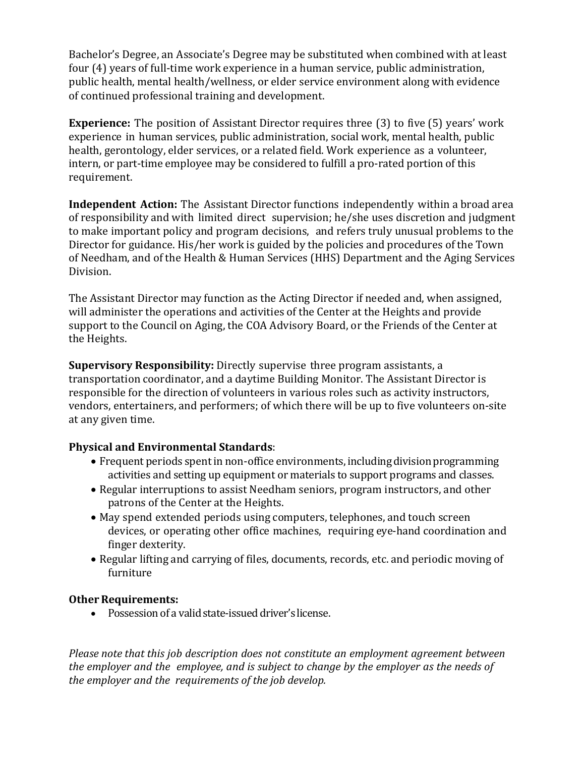Bachelor's Degree, an Associate's Degree may be substituted when combined with at least four (4) years of full-time work experience in a human service, public administration, public health, mental health/wellness, or elder service environment along with evidence of continued professional training and development.

**Experience:** The position of Assistant Director requires three (3) to five (5) years' work experience in human services, public administration, social work, mental health, public health, gerontology, elder services, or a related field. Work experience as a volunteer, intern, or part-time employee may be considered to fulfill a pro-rated portion of this requirement.

**Independent Action:** The Assistant Director functions independently within a broad area of responsibility and with limited direct supervision; he/she uses discretion and judgment to make important policy and program decisions, and refers truly unusual problems to the Director for guidance. His/her work is guided by the policies and procedures of the Town of Needham, and of the Health & Human Services (HHS) Department and the Aging Services Division.

The Assistant Director may function as the Acting Director if needed and, when assigned, will administer the operations and activities of the Center at the Heights and provide support to the Council on Aging, the COA Advisory Board, or the Friends of the Center at the Heights.

**Supervisory Responsibility:** Directly supervise three program assistants, a transportation coordinator, and a daytime Building Monitor. The Assistant Director is responsible for the direction of volunteers in various roles such as activity instructors, vendors, entertainers, and performers; of which there will be up to five volunteers on-site at any given time.

**Physical and Environmental Standards**:

- Frequent periods spent in non-office environments, including division programming activities and setting up equipment or materials to support programs and classes.
- Regular interruptions to assist Needham seniors, program instructors, and other patrons of the Center at the Heights.
- May spend extended periods using computers, telephones, and touch screen devices, or operating other office machines, requiring eye-hand coordination and finger dexterity.
- Regular lifting and carrying of files, documents, records, etc. and periodic moving of furniture

**Other Requirements:**

- Possession of a valid state-issued driver's license.

*Please note that this job description does not constitute an employment agreement between the employer and the employee, and is subject to change by the employer as the needs of the employer and the requirements of the job develop.*